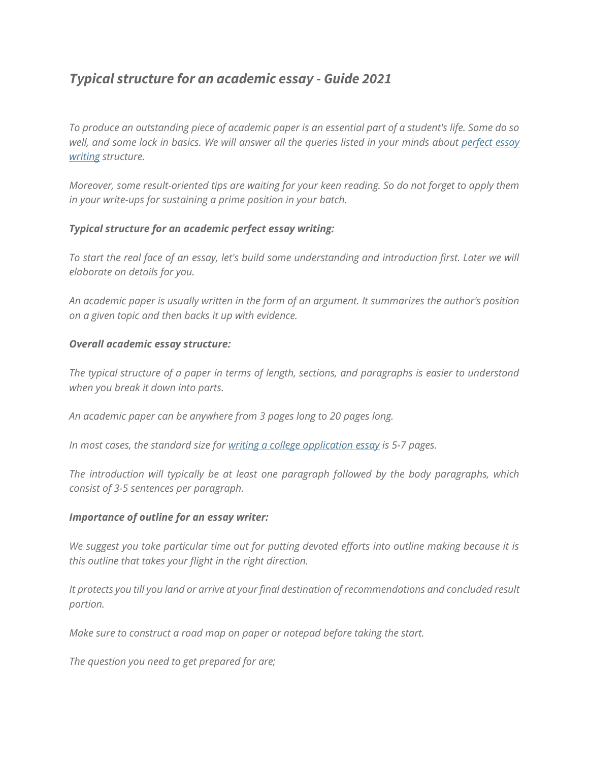# *Typical structure for an academic essay - Guide 2021*

*To produce an outstanding piece of academic paper is an essential part of a student's life. Some do so well, and some lack in basics. We will answer all the queries listed in your minds about perfect essay writing structure.*

*Moreover, some result-oriented tips are waiting for your keen reading. So do not forget to apply them in your write-ups for sustaining a prime position in your batch.*

***Typical structure for an academic perfect essay writing:***

*To start the real face of an essay, let's build some understanding and introduction first. Later we will elaborate on details for you.*

*An academic paper is usually written in the form of an argument. It summarizes the author's position on a given topic and then backs it up with evidence.*

***Overall academic essay structure:***

*The typical structure of a paper in terms of length, sections, and paragraphs is easier to understand when you break it down into parts.*

*An academic paper can be anywhere from 3 pages long to 20 pages long.*

*In most cases, the standard size for writing a college application essay is 5-7 pages.*

*The introduction will typically be at least one paragraph followed by the body paragraphs, which consist of 3-5 sentences per paragraph.*

***Importance of outline for an essay writer:***

*We suggest you take particular time out for putting devoted efforts into outline making because it is this outline that takes your flight in the right direction.*

*It protects you till you land or arrive at your final destination of recommendations and concluded result portion.*

*Make sure to construct a road map on paper or notepad before taking the start.*

*The question you need to get prepared for are;*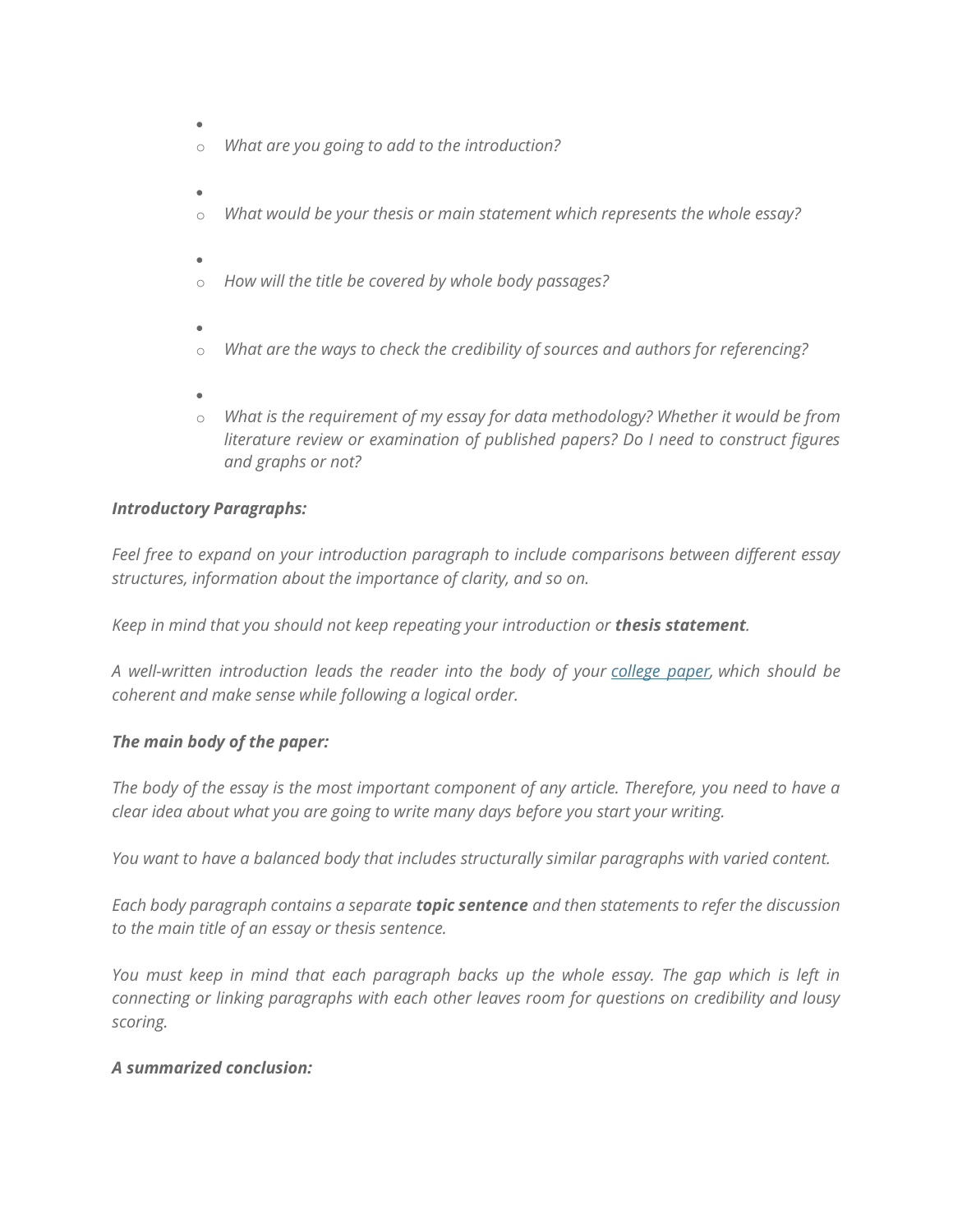- What are you going to add to the introduction?
- What would be your thesis or main statement which represents the whole essay?
- How will the title be covered by whole body passages?
- What are the ways to check the credibility of sources and authors for referencing?
- What is the requirement of my essay for data methodology? Whether it would be from literature review or examination of published papers? Do I need to construct figures and graphs or not?

***Introductory Paragraphs:***

*Feel free to expand on your introduction paragraph to include comparisons between different essay structures, information about the importance of clarity, and so on.*

*Keep in mind that you should not keep repeating your introduction or **thesis statement**.*

*A well-written introduction leads the reader into the body of your college paper, which should be coherent and make sense while following a logical order.*

***The main body of the paper:***

*The body of the essay is the most important component of any article. Therefore, you need to have a clear idea about what you are going to write many days before you start your writing.*

*You want to have a balanced body that includes structurally similar paragraphs with varied content.*

*Each body paragraph contains a separate **topic sentence** and then statements to refer the discussion to the main title of an essay or thesis sentence.*

*You must keep in mind that each paragraph backs up the whole essay. The gap which is left in connecting or linking paragraphs with each other leaves room for questions on credibility and lousy scoring.*

***A summarized conclusion:***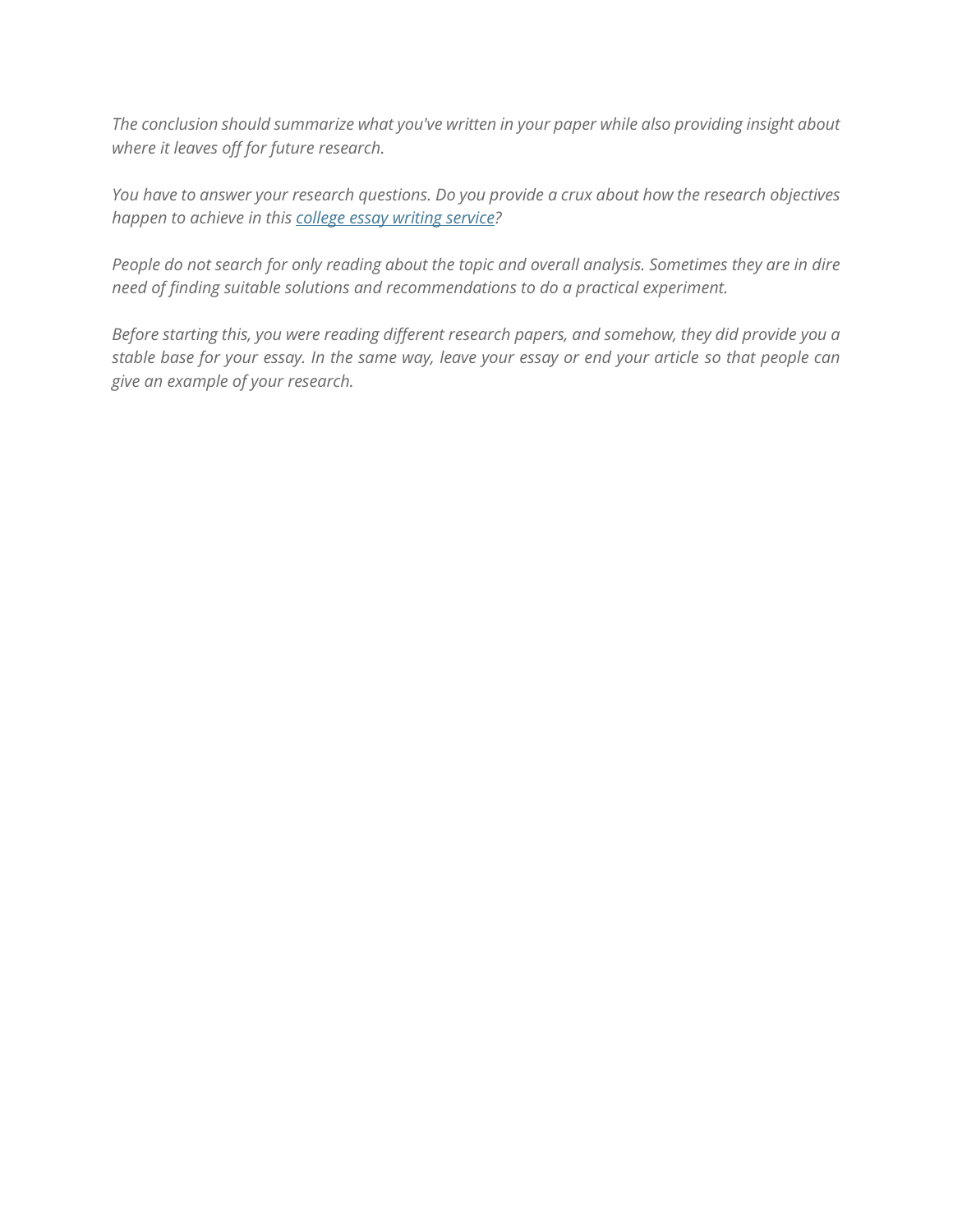*The conclusion should summarize what you've written in your paper while also providing insight about where it leaves off for future research.*

*You have to answer your research questions. Do you provide a crux about how the research objectives happen to achieve in this [college essay writing service](#)?*

*People do not search for only reading about the topic and overall analysis. Sometimes they are in dire need of finding suitable solutions and recommendations to do a practical experiment.*

*Before starting this, you were reading different research papers, and somehow, they did provide you a stable base for your essay. In the same way, leave your essay or end your article so that people can give an example of your research.*